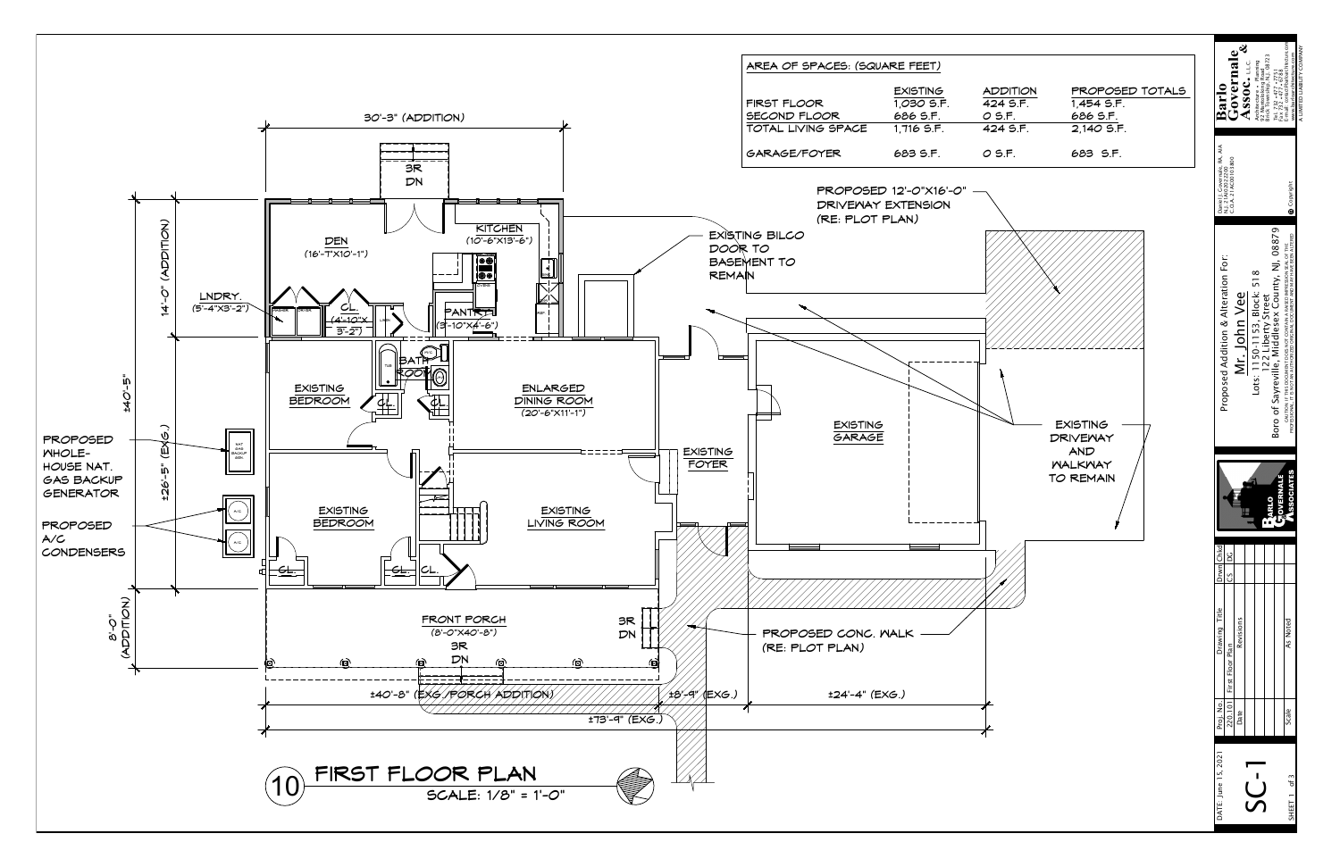## AREA OF SPACES: (SQUARE FEET)

| | EXISTING | ADDITION | PROPOSED TOTALS |
|---|---|---|---|
| FIRST FLOOR | 1,030 S.F. | 424 S.F. | 1,454 S.F. |
| SECOND FLOOR | 686 S.F. | 0 S.F. | 686 S.F. |
| TOTAL LIVING SPACE | 1,716 S.F. | 424 S.F. | 2,140 S.F. |
| GARAGE/FOYER | 683 S.F. | 0 S.F. | 683 S.F. |

30'-3" (ADDITION)

3R DN

DEN (16'-7"X10'-1")

KITCHEN (10'-6"X13'-6")

LNDRY. (5'-4"X3'-2")

CL. (4'-10"X 3'-2")

PANTRY (3'-10"X4'-6")

BATH ROOM

CL.

EXISTING BEDROOM

ENLARGED DINING ROOM (20'-6"X11'-1")

EXISTING FOYER

EXISTING GARAGE

EXISTING BEDROOM

EXISTING LIVING ROOM

CL. CL. CL.

FRONT PORCH (8'-0"X40'-8")

3R DN

3R DN

PROPOSED 12'-0"X16'-0" DRIVEWAY EXTENSION (RE: PLOT PLAN)

EXISTING BILCO DOOR TO BASEMENT TO REMAIN

EXISTING DRIVEWAY AND WALKWAY TO REMAIN

PROPOSED WHOLE-HOUSE NAT. GAS BACKUP GENERATOR

PROPOSED A/C CONDENSERS

PROPOSED CONC. WALK (RE: PLOT PLAN)

14'-0" (ADDITION)

±40'-5"

±26'-5" (EXG.)

8'-0" (ADDITION)

±40'-8" (EXG./PORCH ADDITION)

±8'-9" (EXG.)

±24'-4" (EXG.)

±73'-9" (EXG.)

# 10 FIRST FLOOR PLAN

SCALE: 1/8" = 1'-0"

---

**Barlo Governale & Assoc.** L.L.C.
Architecture – Planning
22 Brookside Road
Brick Township, NJ 08723
Tel: 732-477-2711
Fax: 732-477-6788
A LIMITED LIABILITY COMPANY

Daniel J. Governale, RA, AIA
N.J. Lic. #AI021200
C.O.A. 21AC00103800

© Copyright

Proposed Addition & Alteration For:
Mr. John Vee
Lots: 1150-1153, Block: 518
122 Liberty Street
Boro of Sayreville, Middlesex County, NJ, 08879

| Proj. No. | Drawing Title | Drwn | Chkd |
|---|---|---|---|
| 220.101 | First Floor Plan | CS | DG |
| Date | Revisions | | |
| Scale | As Noted | | |

DATE: June 15, 2021

SC-1

SHEET 1 of 3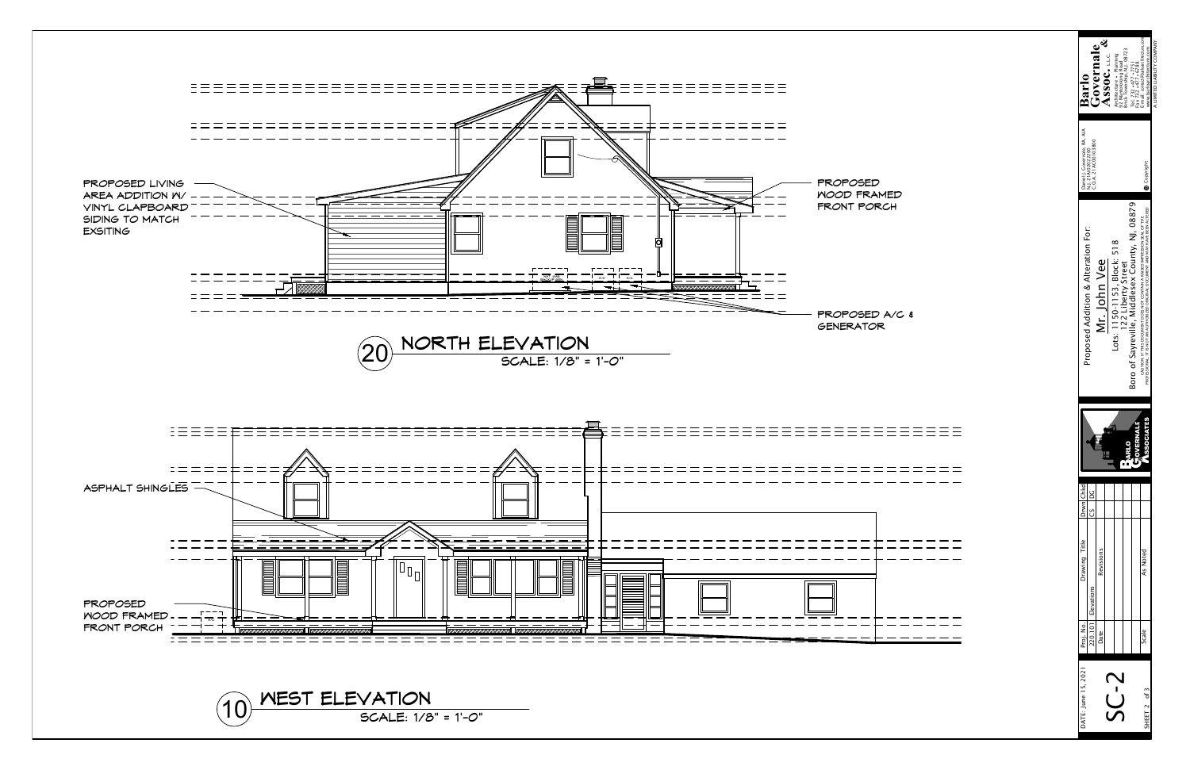PROPOSED LIVING AREA ADDITION W/ VINYL CLAPBOARD SIDING TO MATCH EXSITING

PROPOSED WOOD FRAMED FRONT PORCH

PROPOSED A/C & GENERATOR

## 20 NORTH ELEVATION

SCALE: 1/8" = 1'-0"

ASPHALT SHINGLES

PROPOSED WOOD FRAMED FRONT PORCH

## 10 WEST ELEVATION

SCALE: 1/8" = 1'-0"

---

**Barlo Governale & Assoc.** L.L.C.
Architecture - Planning
92 Brookside Road
Brick Township, NJ 08723
Tel: 732-477-6751
Fax: 732-477-6788
E-mail: dgovernale@barlogovernale.com
www.barlogovernale.com
A LIMITED LIABILITY COMPANY

Daniel J. Governale, RA, AIA
N.J. #AI01213000
C.O.A. 21AC00103800

© Copyright

Proposed Addition & Alteration For:
Mr. John Vee
Lots: 1150-1153, Block: 518
122 Liberty Street
Boro of Sayreville, Middlesex County, NJ, 08879

CAUTION: IF THIS DOCUMENT DOES NOT CONTAIN A RAISED IMPRESSION SEAL OF THE PROFESSIONAL, IT IS NOT AN AUTHORIZED ORIGINAL DOCUMENT AND MAY HAVE BEEN ALTERED

| Proj. No. | Drawing Title | Drwn | Chkd |
|---|---|---|---|
| 220.101 | Elevations | CS | DG |
| Date | Revisions | | |
| Scale | As Noted | | |

DATE: June 15, 2021

SC-2

SHEET 2 of 3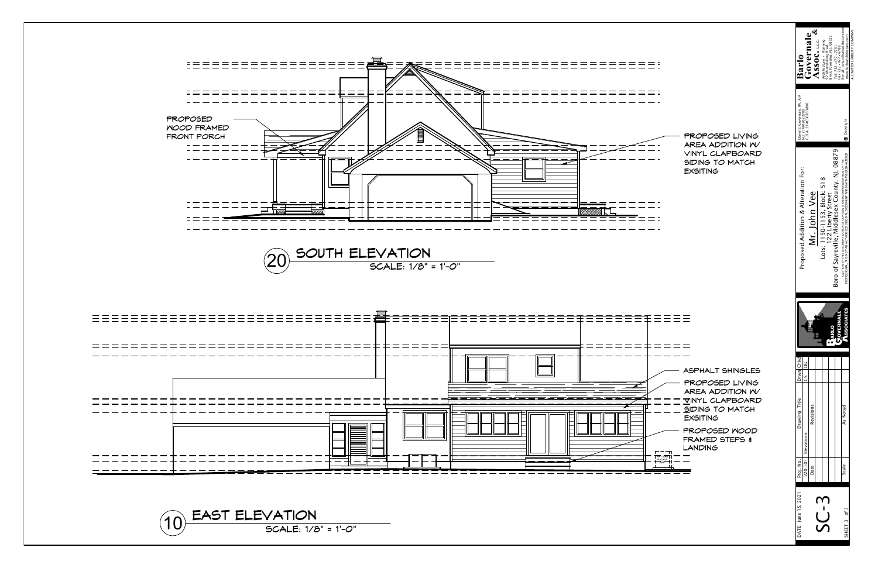PROPOSED WOOD FRAMED FRONT PORCH

PROPOSED LIVING AREA ADDITION W/ VINYL CLAPBOARD SIDING TO MATCH EXSITING

## 20 SOUTH ELEVATION

SCALE: 1/8" = 1'-0"

ASPHALT SHINGLES

PROPOSED LIVING AREA ADDITION W/ VINYL CLAPBOARD SIDING TO MATCH EXSITING

PROPOSED WOOD FRAMED STEPS & LANDING

## 10 EAST ELEVATION

SCALE: 1/8" = 1'-0"

---

**Barlo Governale & Assoc.** L.L.C.

Architecture - Planning
92 Brick Blvd Road
Brick Township, NJ 08723
Tel: 732 - 477 - 5751
Fax: 732 - 477 - 6748
E-mail: bgassoc@barlogovernale.com
www.barlogovernale.com

A LIMITED LIABILITY COMPANY

Daniel J. Governale, RA, AIA
N.J. Lic. # AI0 21100
C.O.A. 21AC00103800

© Copyright

Proposed Addition & Alteration For:
Mr. John Vee
Lots: 1150-1153, Block: 518
122 Liberty Street
Boro of Sayreville, Middlesex County, NJ, 08879

CAUTION: IF THIS DOCUMENT DOES NOT CONTAIN A RAISED IMPRESSION SEAL OF THE PROFESSIONAL, IT IS NOT AN AUTHORIZED ORIGINAL DOCUMENT AND MAY HAVE BEEN ALTERED

| Proj. No. | Drawing Title | Drawn | Chkd |
|---|---|---|---|
| 220.101 | Elevations | CS | DG |
| Date | Revisions | | |
| Scale | As Noted | | |

DATE: June 15, 2021

SC-3

SHEET 3 of 3